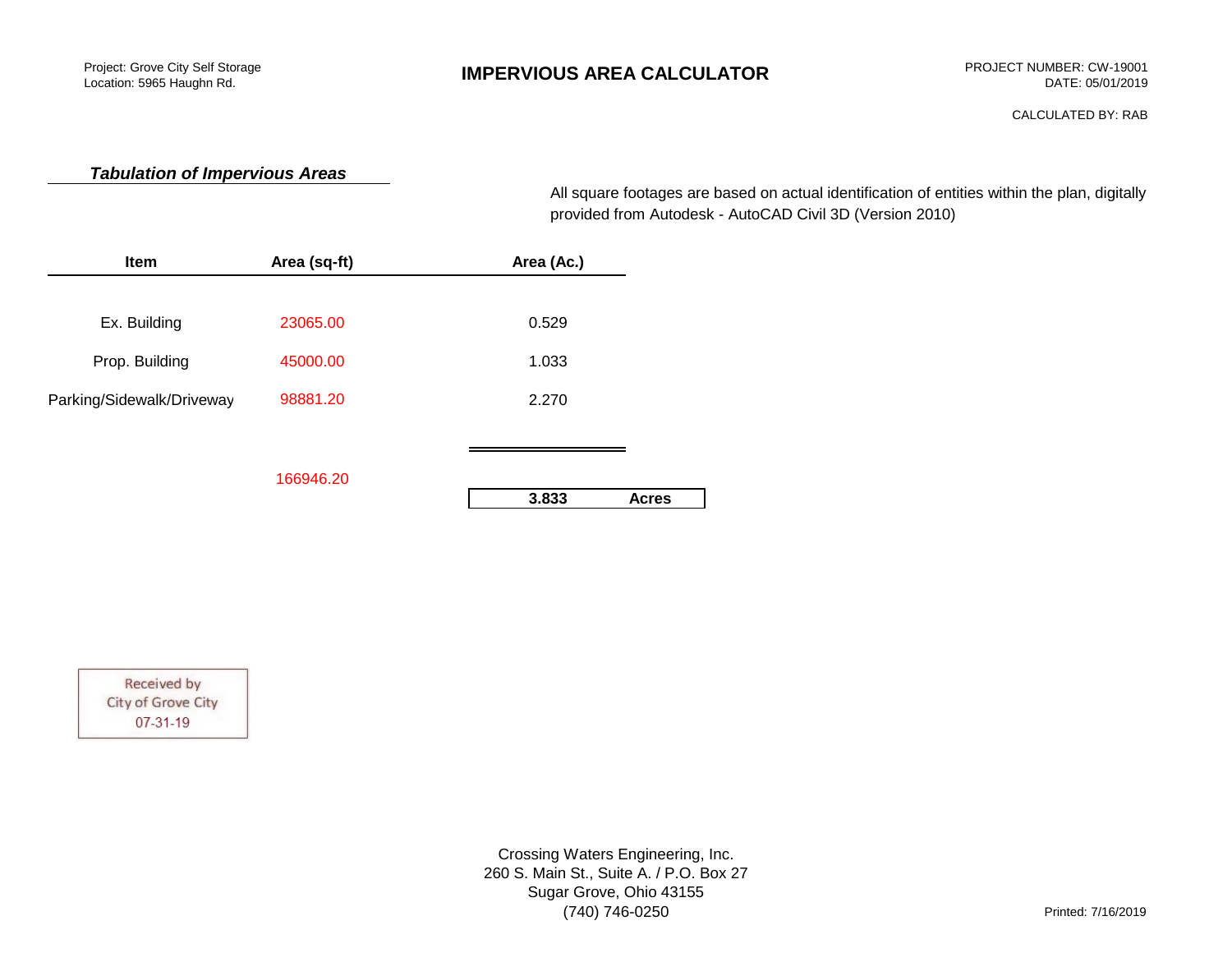Project: Grove City Self Storage
Location: 5965 Haughn Rd.

# IMPERVIOUS AREA CALCULATOR

PROJECT NUMBER: CW-19001
DATE: 05/01/2019

CALCULATED BY: RAB

## *Tabulation of Impervious Areas*

All square footages are based on actual identification of entities within the plan, digitally provided from Autodesk - AutoCAD Civil 3D (Version 2010)

| Item | Area (sq-ft) | Area (Ac.) |
|---|---|---|
| Ex. Building | 23065.00 | 0.529 |
| Prop. Building | 45000.00 | 1.033 |
| Parking/Sidewalk/Driveway | 98881.20 | 2.270 |
| | 166946.20 | **3.833 Acres** |

Received by
City of Grove City
07-31-19

Crossing Waters Engineering, Inc.
260 S. Main St., Suite A. / P.O. Box 27
Sugar Grove, Ohio 43155
(740) 746-0250

Printed: 7/16/2019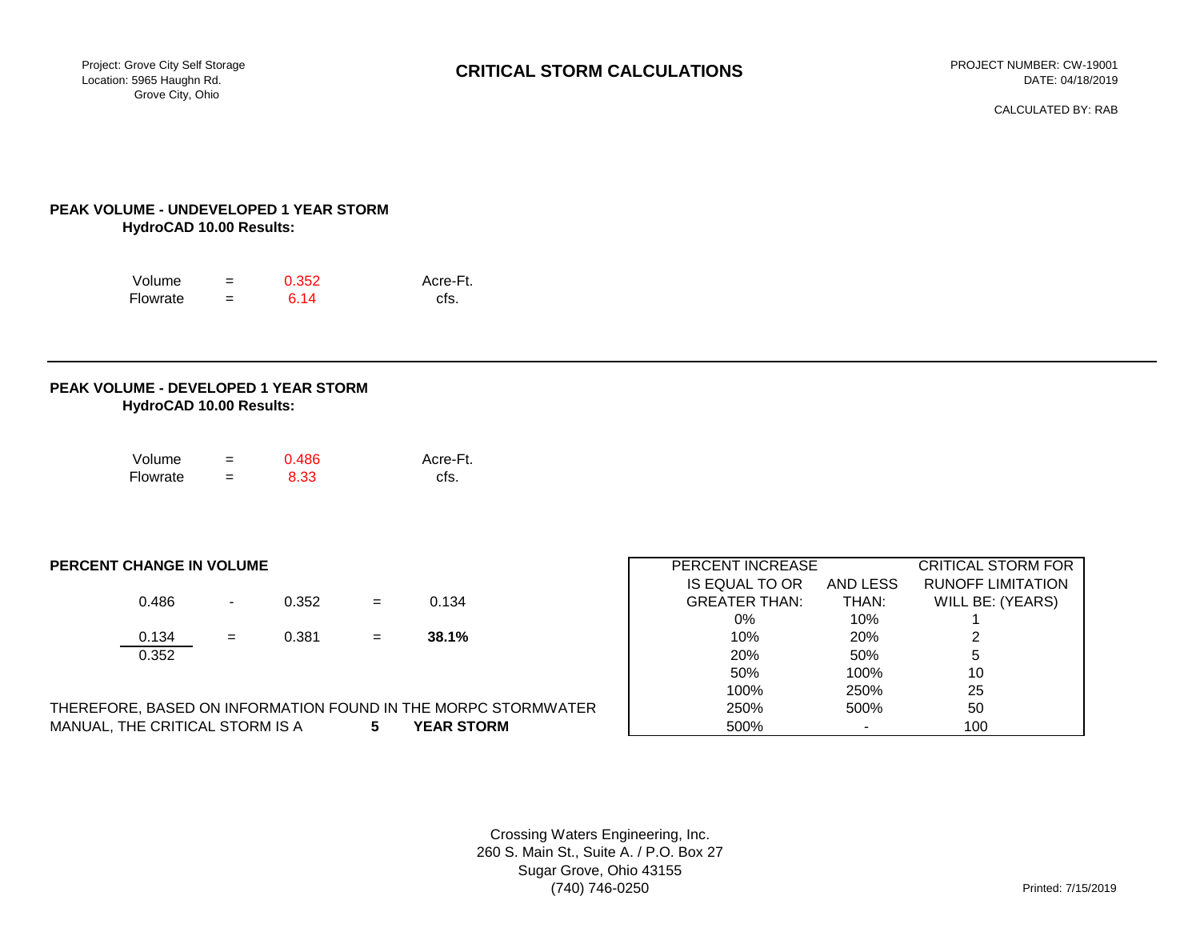Project: Grove City Self Storage
Location: 5965 Haughn Rd.
Grove City, Ohio

# CRITICAL STORM CALCULATIONS

PROJECT NUMBER: CW-19001
DATE: 04/18/2019

CALCULATED BY: RAB

## PEAK VOLUME - UNDEVELOPED 1 YEAR STORM

**HydroCAD 10.00 Results:**

| | | | |
|---|---|---|---|
| Volume | = | 0.352 | Acre-Ft. |
| Flowrate | = | 6.14 | cfs. |

---

## PEAK VOLUME - DEVELOPED 1 YEAR STORM

**HydroCAD 10.00 Results:**

| | | | |
|---|---|---|---|
| Volume | = | 0.486 | Acre-Ft. |
| Flowrate | = | 8.33 | cfs. |

## PERCENT CHANGE IN VOLUME

$$0.486 - 0.352 = 0.134$$

$$\frac{0.134}{0.352} = 0.381 = \mathbf{38.1\%}$$

THEREFORE, BASED ON INFORMATION FOUND IN THE MORPC STORMWATER MANUAL, THE CRITICAL STORM IS A **5** **YEAR STORM**

| PERCENT INCREASE IS EQUAL TO OR GREATER THAN: | AND LESS THAN: | CRITICAL STORM FOR RUNOFF LIMITATION WILL BE: (YEARS) |
|---|---|---|
| 0% | 10% | 1 |
| 10% | 20% | 2 |
| 20% | 50% | 5 |
| 50% | 100% | 10 |
| 100% | 250% | 25 |
| 250% | 500% | 50 |
| 500% | - | 100 |

Crossing Waters Engineering, Inc.
260 S. Main St., Suite A. / P.O. Box 27
Sugar Grove, Ohio 43155
(740) 746-0250

Printed: 7/15/2019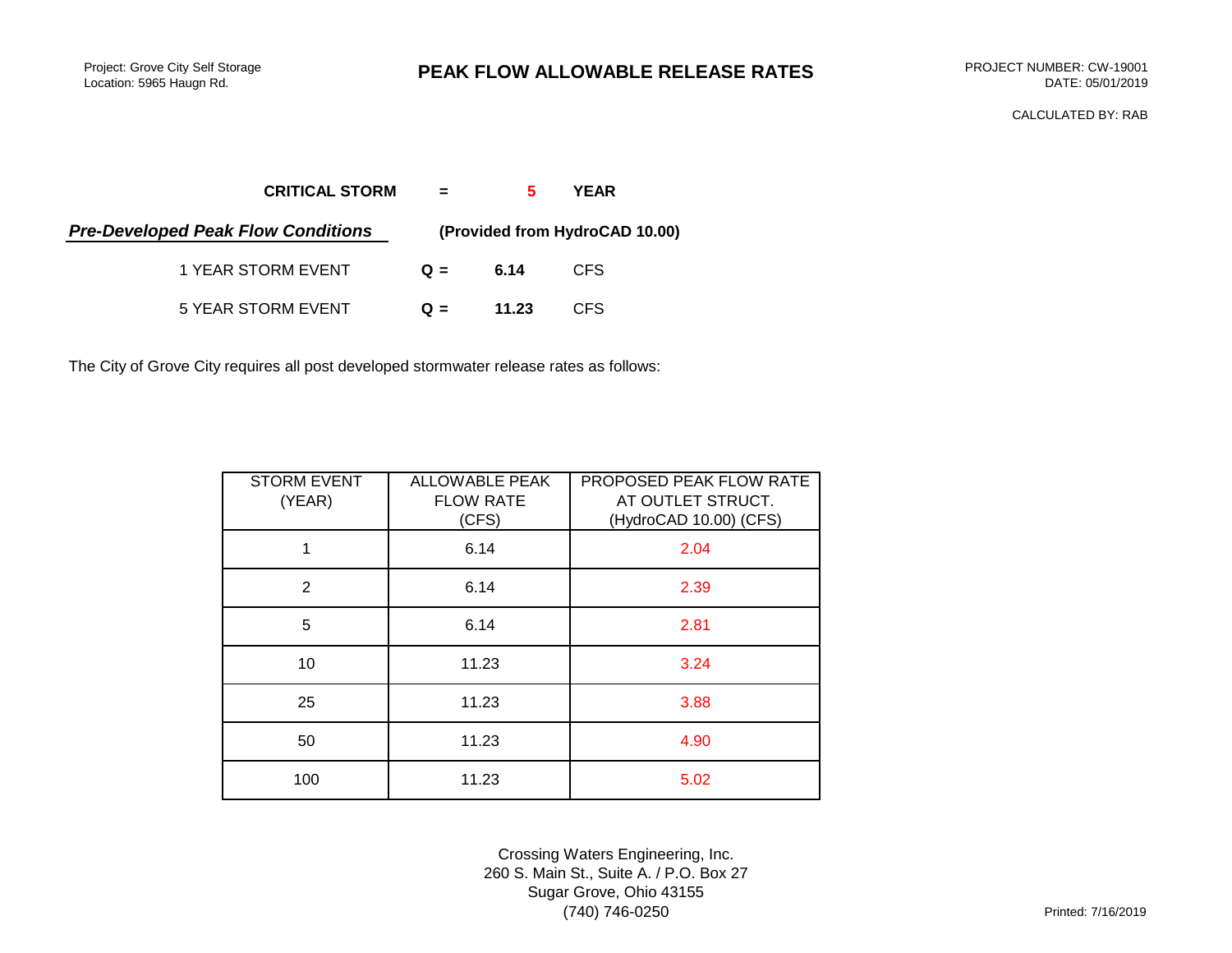Project: Grove City Self Storage
Location: 5965 Haugn Rd.

# PEAK FLOW ALLOWABLE RELEASE RATES

PROJECT NUMBER: CW-19001
DATE: 05/01/2019

CALCULATED BY: RAB

**CRITICAL STORM = 5 YEAR**

***Pre-Developed Peak Flow Conditions*** **(Provided from HydroCAD 10.00)**

1 YEAR STORM EVENT **Q = 6.14** CFS

5 YEAR STORM EVENT **Q = 11.23** CFS

The City of Grove City requires all post developed stormwater release rates as follows:

| STORM EVENT (YEAR) | ALLOWABLE PEAK FLOW RATE (CFS) | PROPOSED PEAK FLOW RATE AT OUTLET STRUCT. (HydroCAD 10.00) (CFS) |
|---|---|---|
| 1 | 6.14 | 2.04 |
| 2 | 6.14 | 2.39 |
| 5 | 6.14 | 2.81 |
| 10 | 11.23 | 3.24 |
| 25 | 11.23 | 3.88 |
| 50 | 11.23 | 4.90 |
| 100 | 11.23 | 5.02 |

Crossing Waters Engineering, Inc.
260 S. Main St., Suite A. / P.O. Box 27
Sugar Grove, Ohio 43155
(740) 746-0250

Printed: 7/16/2019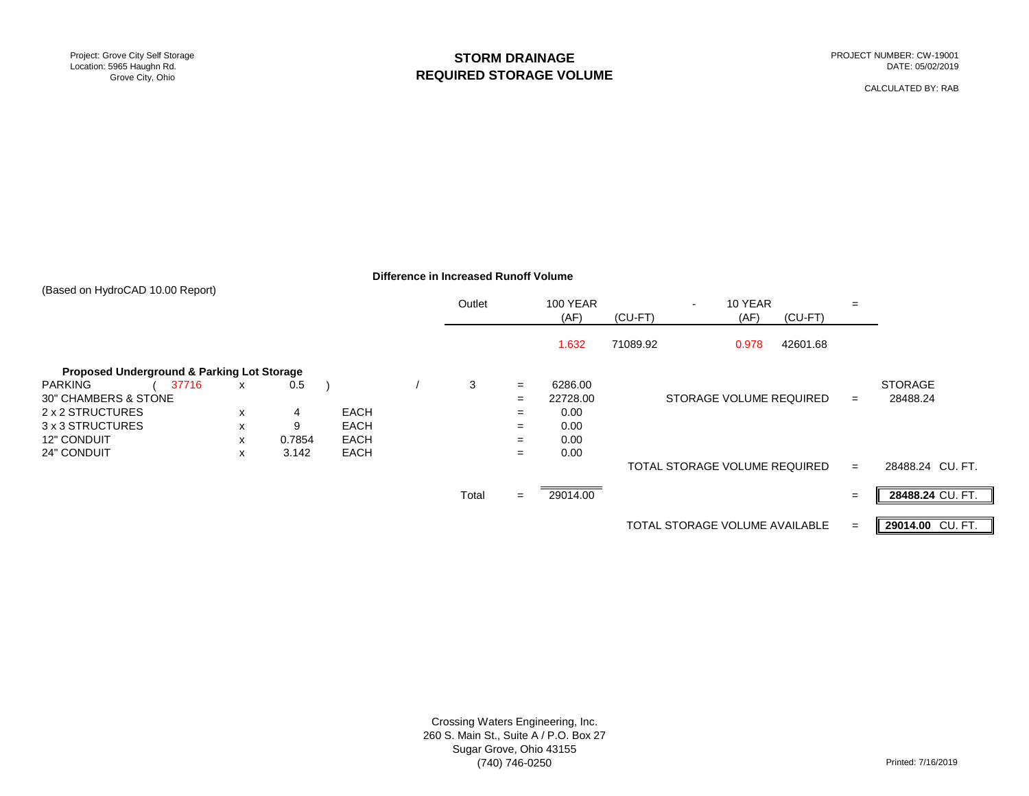Project: Grove City Self Storage
Location: 5965 Haughn Rd.
Grove City, Ohio

# STORM DRAINAGE
# REQUIRED STORAGE VOLUME

PROJECT NUMBER: CW-19001
DATE: 05/02/2019

CALCULATED BY: RAB

**Difference in Increased Runoff Volume**

(Based on HydroCAD 10.00 Report)

| Outlet | 100 YEAR (AF) | (CU-FT) | - | 10 YEAR (AF) | (CU-FT) | = |
|---|---|---|---|---|---|---|
| | 1.632 | 71089.92 | | 0.978 | 42601.68 | |

**Proposed Underground & Parking Lot Storage**

| | | | | | | | | | |
|---|---|---|---|---|---|---|---|---|---|
| PARKING | ( 37716 | x | 0.5 | ) | / | 3 | = | 6286.00 | |
| 30" CHAMBERS & STONE | | | | | | | = | 22728.00 | |
| 2 x 2 STRUCTURES | | x | 4 | EACH | | | = | 0.00 | |
| 3 x 3 STRUCTURES | | x | 9 | EACH | | | = | 0.00 | |
| 12" CONDUIT | | x | 0.7854 | EACH | | | = | 0.00 | |
| 24" CONDUIT | | x | 3.142 | EACH | | | = | 0.00 | |
| | | | | | | Total | = | 29014.00 | |

| | | |
|---|---|---|
| | | STORAGE |
| STORAGE VOLUME REQUIRED | = | 28488.24 |
| TOTAL STORAGE VOLUME REQUIRED | = | 28488.24 CU. FT. |
| | = | **28488.24** CU. FT. |
| TOTAL STORAGE VOLUME AVAILABLE | = | **29014.00** CU. FT. |

Crossing Waters Engineering, Inc.
260 S. Main St., Suite A / P.O. Box 27
Sugar Grove, Ohio 43155
(740) 746-0250

Printed: 7/16/2019